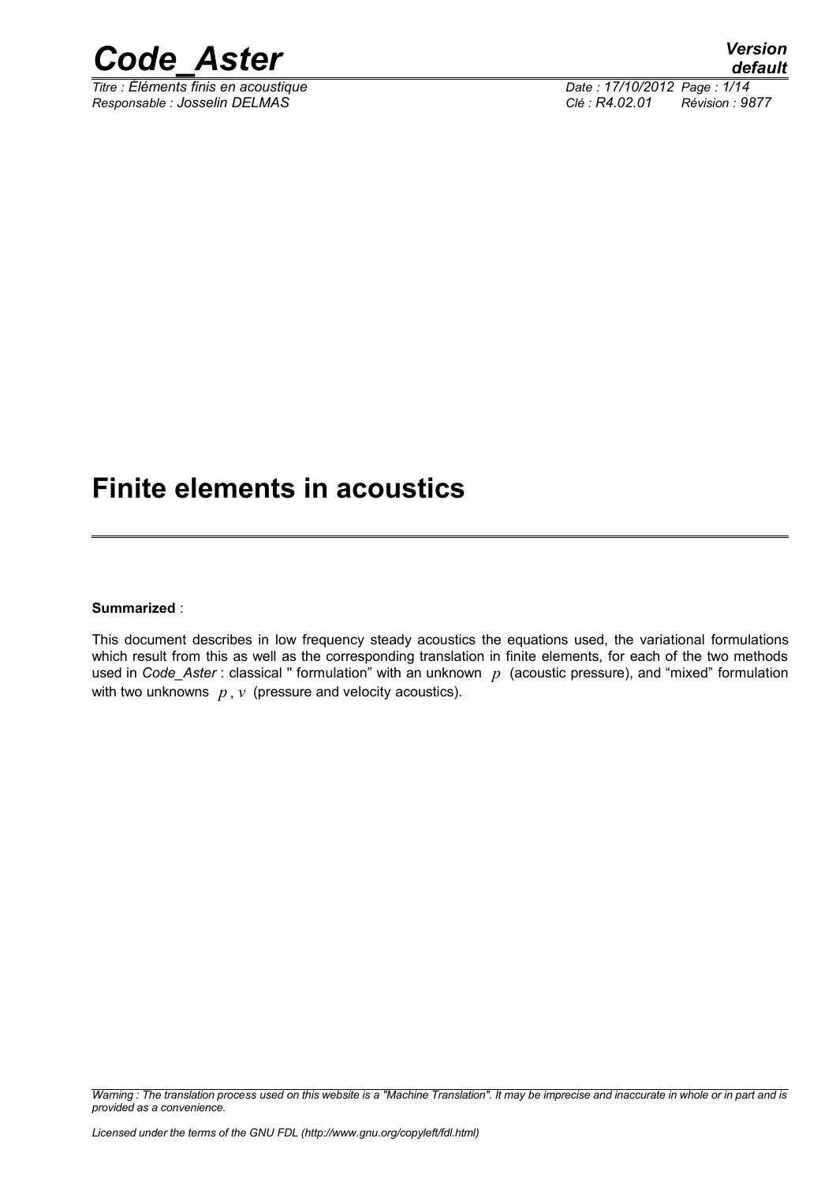# Finite elements in acoustics

**Summarized** :

This document describes in low frequency steady acoustics the equations used, the variational formulations which result from this as well as the corresponding translation in finite elements, for each of the two methods used in *Code_Aster* : classical " formulation" with an unknown $p$ (acoustic pressure), and "mixed" formulation with two unknowns $p, v$ (pressure and velocity acoustics).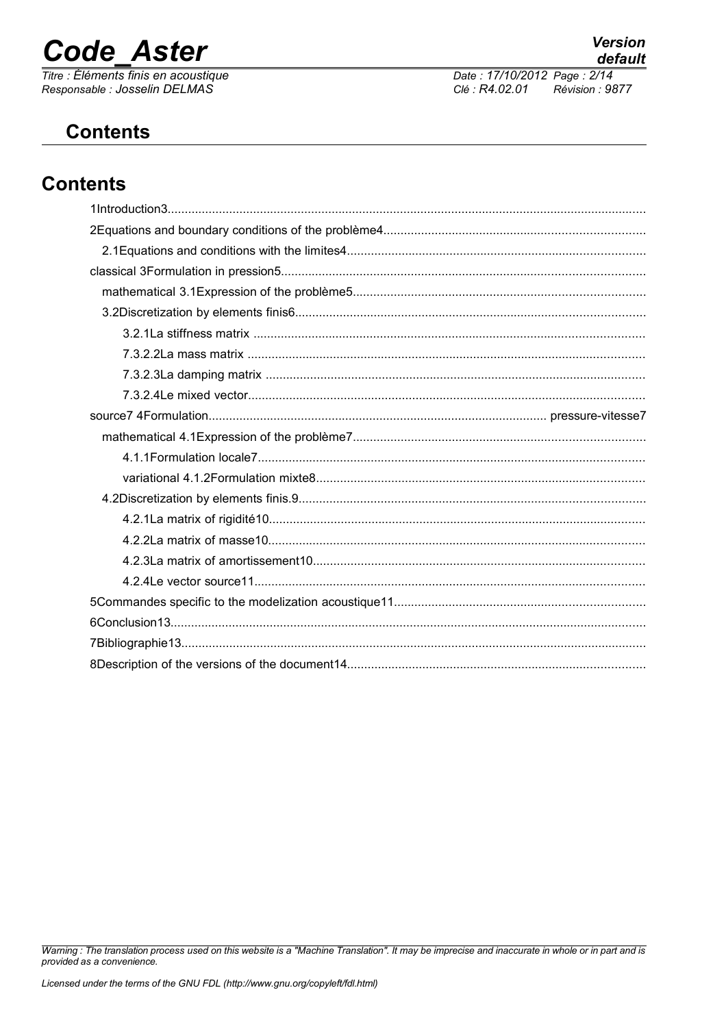# Contents

# Contents

1Introduction3.........................................................................................................................................

2Equations and boundary conditions of the problème4...........................................................................

2.1Equations and conditions with the limites4.....................................................................................

classical 3Formulation in pression5........................................................................................................

mathematical 3.1Expression of the problème5...................................................................................

3.2Discretization by elements finis6....................................................................................................

3.2.1La stiffness matrix ...............................................................................................................

7.3.2.2La mass matrix .................................................................................................................

7.3.2.3La damping matrix ............................................................................................................

7.3.2.4Le mixed vector..................................................................................................................

source7 4Formulation................................................................................................. pressure-vitesse7

mathematical 4.1Expression of the problème7...................................................................................

4.1.1Formulation locale7...............................................................................................................

variational 4.1.2Formulation mixte8..............................................................................................

4.2Discretization by elements finis.9....................................................................................................

4.2.1La matrix of rigidité10............................................................................................................

4.2.2La matrix of masse10............................................................................................................

4.2.3La matrix of amortissement10................................................................................................

4.2.4Le vector source11................................................................................................................

5Commandes specific to the modelization acoustique11........................................................................

6Conclusion13.........................................................................................................................................

7Bibliographie13.....................................................................................................................................

8Description of the versions of the document14......................................................................................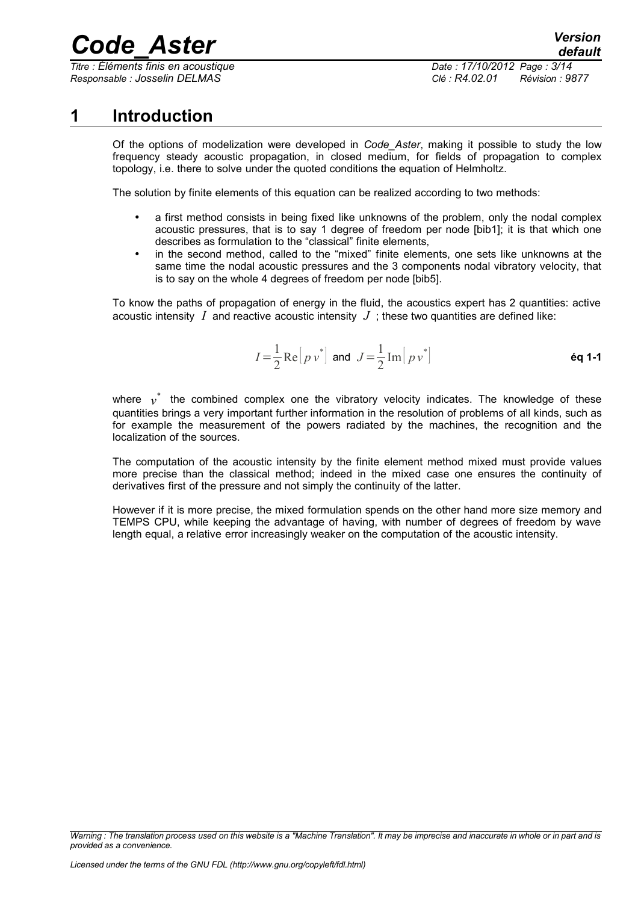# 1 Introduction

Of the options of modelization were developed in *Code_Aster*, making it possible to study the low frequency steady acoustic propagation, in closed medium, for fields of propagation to complex topology, i.e. there to solve under the quoted conditions the equation of Helmholtz.

The solution by finite elements of this equation can be realized according to two methods:

- a first method consists in being fixed like unknowns of the problem, only the nodal complex acoustic pressures, that is to say 1 degree of freedom per node [bib1]; it is that which one describes as formulation to the "classical" finite elements,
- in the second method, called to the "mixed" finite elements, one sets like unknowns at the same time the nodal acoustic pressures and the 3 components nodal vibratory velocity, that is to say on the whole 4 degrees of freedom per node [bib5].

To know the paths of propagation of energy in the fluid, the acoustics expert has 2 quantities: active acoustic intensity $I$ and reactive acoustic intensity $J$ ; these two quantities are defined like:

$$I=\frac{1}{2}\mathrm{Re}\left[p\,v^{*}\right] \text{ and } J=\frac{1}{2}\mathrm{Im}\left[p\,v^{*}\right] \qquad \textbf{éq 1-1}$$

where $v^{*}$ the combined complex one the vibratory velocity indicates. The knowledge of these quantities brings a very important further information in the resolution of problems of all kinds, such as for example the measurement of the powers radiated by the machines, the recognition and the localization of the sources.

The computation of the acoustic intensity by the finite element method mixed must provide values more precise than the classical method; indeed in the mixed case one ensures the continuity of derivatives first of the pressure and not simply the continuity of the latter.

However if it is more precise, the mixed formulation spends on the other hand more size memory and TEMPS CPU, while keeping the advantage of having, with number of degrees of freedom by wave length equal, a relative error increasingly weaker on the computation of the acoustic intensity.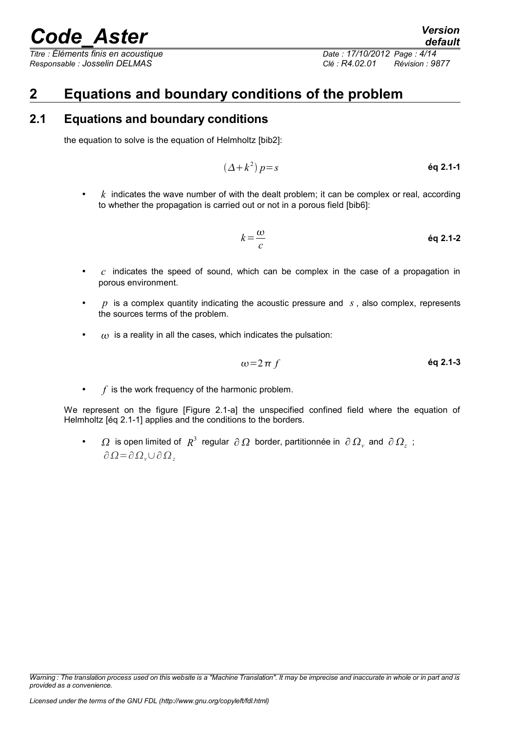# 2 Equations and boundary conditions of the problem

## 2.1 Equations and boundary conditions

the equation to solve is the equation of Helmholtz [bib2]:

$$(\Delta+k^2)\,p=s \qquad \textbf{éq 2.1-1}$$

- $k$ indicates the wave number of with the dealt problem; it can be complex or real, according to whether the propagation is carried out or not in a porous field [bib6]:

$$k=\frac{\omega}{c} \qquad \textbf{éq 2.1-2}$$

- $c$ indicates the speed of sound, which can be complex in the case of a propagation in porous environment.
- $p$ is a complex quantity indicating the acoustic pressure and $s$, also complex, represents the sources terms of the problem.
- $\omega$ is a reality in all the cases, which indicates the pulsation:

$$\omega=2\pi\, f \qquad \textbf{éq 2.1-3}$$

- $f$ is the work frequency of the harmonic problem.

We represent on the figure [Figure 2.1-a] the unspecified confined field where the equation of Helmholtz [éq 2.1-1] applies and the conditions to the borders.

- $\Omega$ is open limited of $R^3$ regular $\partial\Omega$ border, partitionnée in $\partial\Omega_v$ and $\partial\Omega_z$ ; $\partial\Omega=\partial\Omega_v\cup\partial\Omega_z$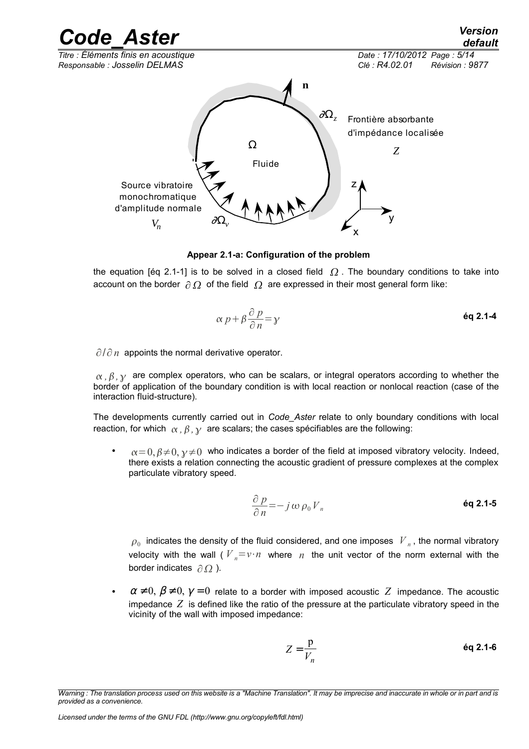**Appear 2.1-a: Configuration of the problem**

the equation [éq 2.1-1] is to be solved in a closed field $\Omega$. The boundary conditions to take into account on the border $\partial\Omega$ of the field $\Omega$ are expressed in their most general form like:

$$\alpha p+\beta\frac{\partial p}{\partial n}=\gamma \qquad \text{éq 2.1-4}$$

$\partial/\partial n$ appoints the normal derivative operator.

$\alpha, \beta, \gamma$ are complex operators, who can be scalars, or integral operators according to whether the border of application of the boundary condition is with local reaction or nonlocal reaction (case of the interaction fluid-structure).

The developments currently carried out in *Code_Aster* relate to only boundary conditions with local reaction, for which $\alpha, \beta, \gamma$ are scalars; the cases spécifiables are the following:

- $\alpha=0, \beta\neq 0, \gamma\neq 0$ who indicates a border of the field at imposed vibratory velocity. Indeed, there exists a relation connecting the acoustic gradient of pressure complexes at the complex particulate vibratory speed.

$$\frac{\partial p}{\partial n}=-j\,\omega\,\rho_0 V_n \qquad \text{éq 2.1-5}$$

  $\rho_0$ indicates the density of the fluid considered, and one imposes $V_n$, the normal vibratory velocity with the wall ( $V_n=v\cdot n$ where $n$ the unit vector of the norm external with the border indicates $\partial\Omega$ ).

- $\alpha\neq 0, \beta\neq 0, \gamma=0$ relate to a border with imposed acoustic $Z$ impedance. The acoustic impedance $Z$ is defined like the ratio of the pressure at the particulate vibratory speed in the vicinity of the wall with imposed impedance:

$$Z=\frac{p}{V_n} \qquad \text{éq 2.1-6}$$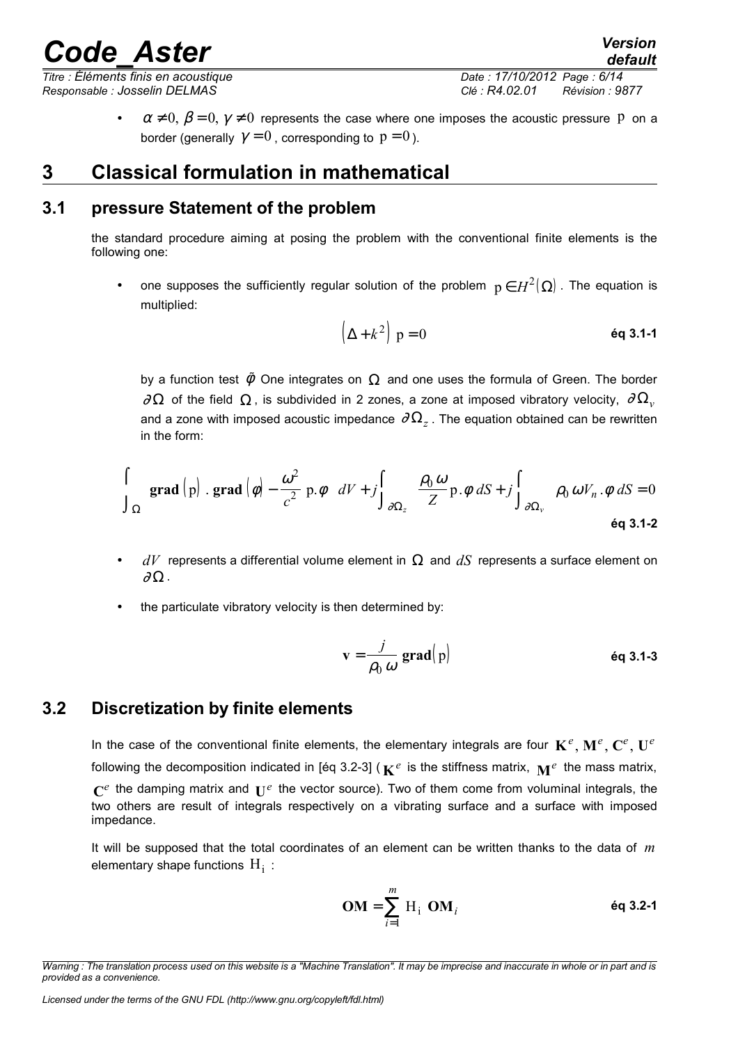- $\alpha \neq 0, \beta = 0, \gamma \neq 0$ represents the case where one imposes the acoustic pressure $\mathrm{p}$ on a border (generally $\gamma = 0$, corresponding to $\mathrm{p} = 0$).

# 3 Classical formulation in mathematical

## 3.1 pressure Statement of the problem

the standard procedure aiming at posing the problem with the conventional finite elements is the following one:

- one supposes the sufficiently regular solution of the problem $\mathrm{p} \in H^2(\Omega)$. The equation is multiplied:

$$\left(\Delta + k^2\right)\,\mathrm{p} = 0 \qquad \textbf{éq 3.1-1}$$

by a function test $\tilde{\phi}$ One integrates on $\Omega$ and one uses the formula of Green. The border $\partial\Omega$ of the field $\Omega$, is subdivided in 2 zones, a zone at imposed vibratory velocity, $\partial\Omega_v$ and a zone with imposed acoustic impedance $\partial\Omega_z$. The equation obtained can be rewritten in the form:

$$\int_{\Omega} \mathbf{grad}\left(\mathrm{p}\right) . \,\mathbf{grad}\left(\phi\right) - \frac{\omega^2}{c^2}\,\mathrm{p}.\phi \;\; dV + j\int_{\partial\Omega_z} \frac{\rho_0\,\omega}{Z}\mathrm{p}.\phi\, dS + j\int_{\partial\Omega_v} \rho_0\,\omega V_n.\phi\, dS = 0 \qquad \textbf{éq 3.1-2}$$

- $dV$ represents a differential volume element in $\Omega$ and $dS$ represents a surface element on $\partial\Omega$.
- the particulate vibratory velocity is then determined by:

$$\mathbf{v} = \frac{j}{\rho_0\,\omega}\,\mathbf{grad}\left(\mathrm{p}\right) \qquad \textbf{éq 3.1-3}$$

## 3.2 Discretization by finite elements

In the case of the conventional finite elements, the elementary integrals are four $\mathbf{K}^e, \mathbf{M}^e, \mathbf{C}^e, \mathbf{U}^e$ following the decomposition indicated in [éq 3.2-3] ( $\mathbf{K}^e$ is the stiffness matrix, $\mathbf{M}^e$ the mass matrix, $\mathbf{C}^e$ the damping matrix and $\mathbf{U}^e$ the vector source). Two of them come from voluminal integrals, the two others are result of integrals respectively on a vibrating surface and a surface with imposed impedance.

It will be supposed that the total coordinates of an element can be written thanks to the data of $m$ elementary shape functions $\mathrm{H_i}$ :

$$\mathbf{OM} = \sum_{i=1}^{m} \mathrm{H_i}\;\mathbf{OM}_i \qquad \textbf{éq 3.2-1}$$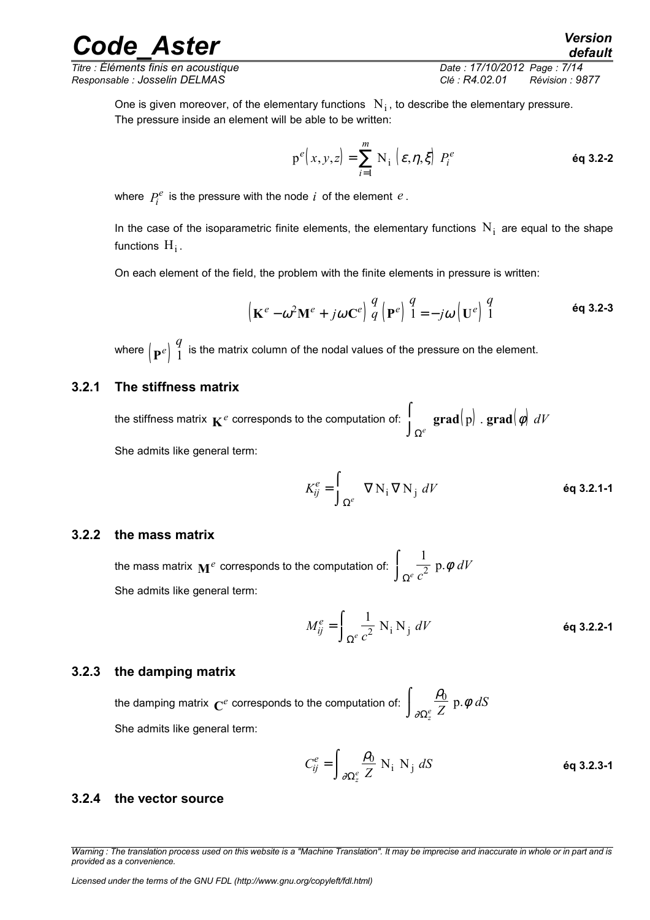One is given moreover, of the elementary functions $\mathrm{N_i}$, to describe the elementary pressure. The pressure inside an element will be able to be written:

$$\mathrm{p}^e(x,y,z) = \sum_{i=1}^{m} \mathrm{N_i}\,(\varepsilon,\eta,\xi)\; P_i^e \qquad \textbf{éq 3.2-2}$$

where $P_i^e$ is the pressure with the node $i$ of the element $e$.

In the case of the isoparametric finite elements, the elementary functions $\mathrm{N_i}$ are equal to the shape functions $\mathrm{H_i}$.

On each element of the field, the problem with the finite elements in pressure is written:

$$\left(\mathbf{K}^e - \omega^2 \mathbf{M}^e + j\omega \mathbf{C}^e\right)_q^q \left(\mathbf{P}^e\right)_1^q = -j\omega \left(\mathbf{U}^e\right)_1^q \qquad \textbf{éq 3.2-3}$$

where $\left(\mathbf{P}^e\right)_1^q$ is the matrix column of the nodal values of the pressure on the element.

### 3.2.1 The stiffness matrix

the stiffness matrix $\mathbf{K}^e$ corresponds to the computation of: $\int_{\Omega^e} \mathbf{grad}(\mathrm{p}) \cdot \mathbf{grad}(\phi)\, dV$

She admits like general term:

$$K_{ij}^e = \int_{\Omega^e} \nabla \mathrm{N_i} \nabla \mathrm{N_j}\, dV \qquad \textbf{éq 3.2.1-1}$$

### 3.2.2 the mass matrix

the mass matrix $\mathbf{M}^e$ corresponds to the computation of: $\int_{\Omega^e} \frac{1}{c^2}\, \mathrm{p}.\phi\, dV$

She admits like general term:

$$M_{ij}^e = \int_{\Omega^e} \frac{1}{c^2}\, \mathrm{N_i}\, \mathrm{N_j}\, dV \qquad \textbf{éq 3.2.2-1}$$

### 3.2.3 the damping matrix

the damping matrix $\mathbf{C}^e$ corresponds to the computation of: $\int_{\partial\Omega_z^e} \frac{\rho_0}{Z}\, \mathrm{p}.\phi\, dS$

She admits like general term:

$$C_{ij}^e = \int_{\partial\Omega_z^e} \frac{\rho_0}{Z}\, \mathrm{N_i}\; \mathrm{N_j}\, dS \qquad \textbf{éq 3.2.3-1}$$

### 3.2.4 the vector source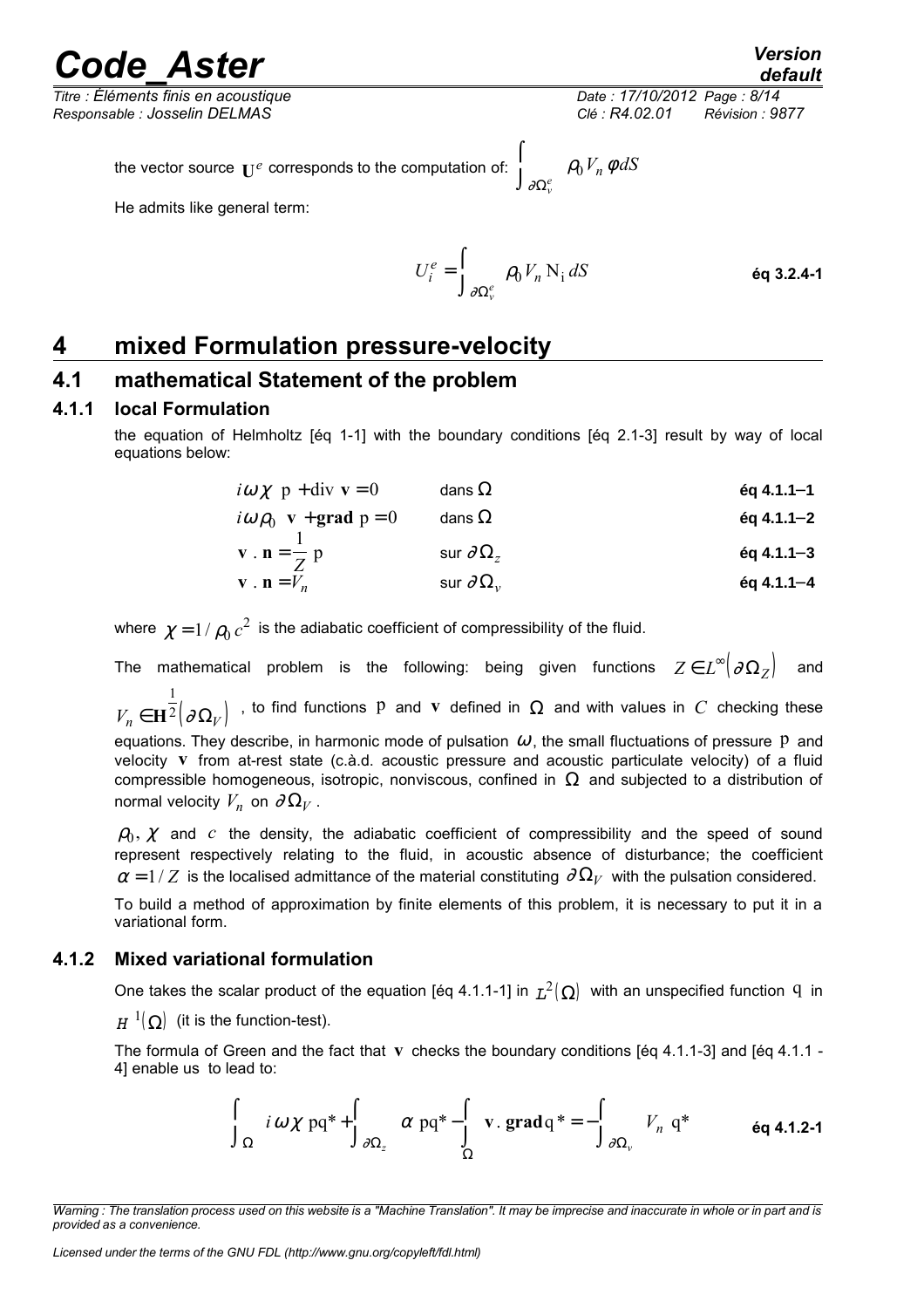the vector source $\mathbf{U}^e$ corresponds to the computation of: $\int_{\partial\Omega_v^e} \rho_0 V_n \, \phi dS$

He admits like general term:

$$U_i^e = \int_{\partial\Omega_v^e} \rho_0 V_n \, \mathrm{N_i} \, dS \qquad \textbf{éq 3.2.4-1}$$

# 4 mixed Formulation pressure-velocity

## 4.1 mathematical Statement of the problem

### 4.1.1 local Formulation

the equation of Helmholtz [éq 1-1] with the boundary conditions [éq 2.1-3] result by way of local equations below:

$$i\omega\chi \; \mathrm{p} + \mathrm{div}\; \mathbf{v} = 0 \qquad \text{dans } \Omega \qquad \textbf{éq 4.1.1–1}$$

$$i\omega\rho_0 \; \mathbf{v} + \mathbf{grad}\; \mathrm{p} = 0 \qquad \text{dans } \Omega \qquad \textbf{éq 4.1.1–2}$$

$$\mathbf{v} \,.\, \mathbf{n} = \frac{1}{Z}\; \mathrm{p} \qquad \text{sur } \partial\Omega_z \qquad \textbf{éq 4.1.1–3}$$

$$\mathbf{v} \,.\, \mathbf{n} = V_n \qquad \text{sur } \partial\Omega_v \qquad \textbf{éq 4.1.1–4}$$

where $\chi = 1/\rho_0 c^2$ is the adiabatic coefficient of compressibility of the fluid.

The mathematical problem is the following: being given functions $Z \in L^{\infty}(\partial\Omega_Z)$ and $V_n \in \mathbf{H}^{\frac{1}{2}}(\partial\Omega_V)$ , to find functions $\mathrm{p}$ and $\mathbf{v}$ defined in $\Omega$ and with values in $C$ checking these equations. They describe, in harmonic mode of pulsation $\omega$, the small fluctuations of pressure $\mathrm{p}$ and velocity $\mathbf{v}$ from at-rest state (c.à.d. acoustic pressure and acoustic particulate velocity) of a fluid compressible homogeneous, isotropic, nonviscous, confined in $\Omega$ and subjected to a distribution of normal velocity $V_n$ on $\partial\Omega_V$.

$\rho_0$, $\chi$ and $c$ the density, the adiabatic coefficient of compressibility and the speed of sound represent respectively relating to the fluid, in acoustic absence of disturbance; the coefficient $\alpha = 1/Z$ is the localised admittance of the material constituting $\partial\Omega_V$ with the pulsation considered.

To build a method of approximation by finite elements of this problem, it is necessary to put it in a variational form.

### 4.1.2 Mixed variational formulation

One takes the scalar product of the equation [éq 4.1.1-1] in $L^2(\Omega)$ with an unspecified function $\mathrm{q}$ in $H^1(\Omega)$ (it is the function-test).

The formula of Green and the fact that $\mathbf{v}$ checks the boundary conditions [éq 4.1.1-3] and [éq 4.1.1 - 4] enable us to lead to:

$$\int_{\Omega} i\,\omega\,\chi \; \mathrm{pq}^* + \int_{\partial\Omega_z} \alpha \; \mathrm{pq}^* - \int_{\Omega} \mathbf{v} \,.\, \mathbf{grad}\,\mathrm{q}^* = -\int_{\partial\Omega_v} V_n \; \mathrm{q}^* \qquad \textbf{éq 4.1.2-1}$$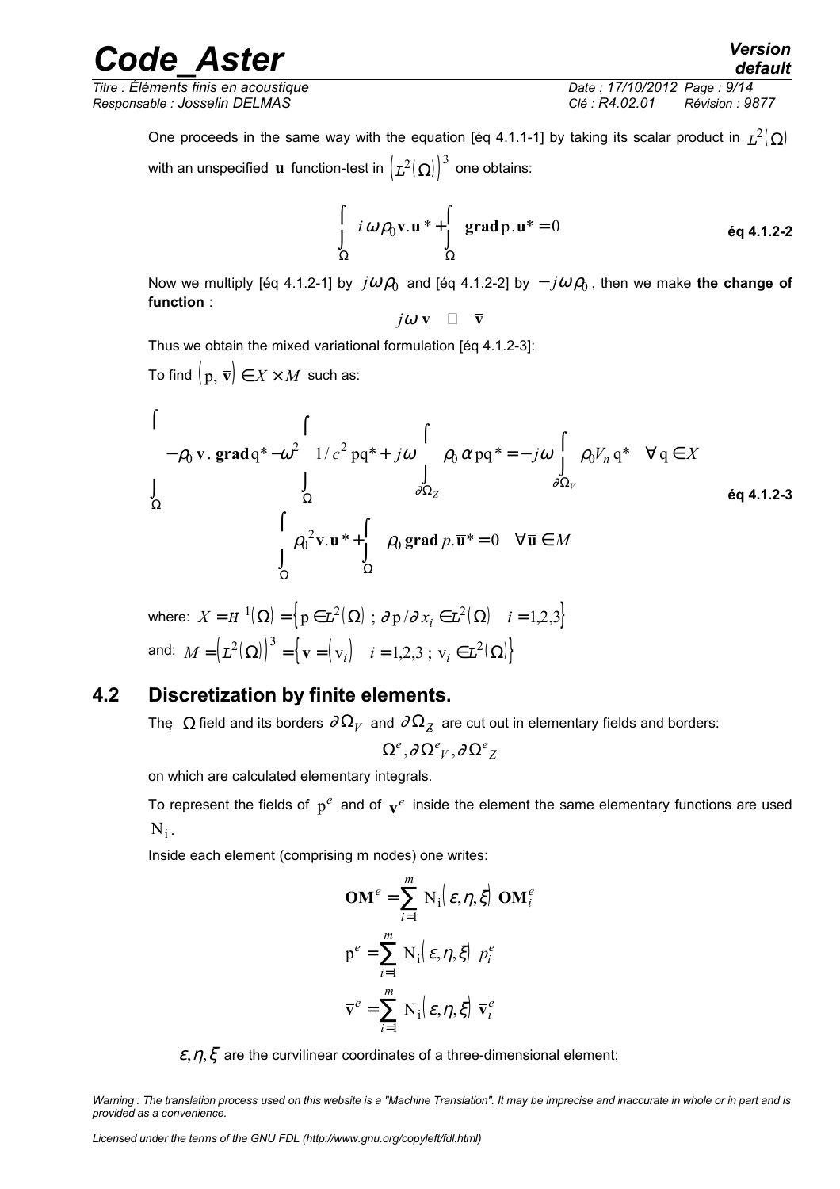One proceeds in the same way with the equation [éq 4.1.1-1] by taking its scalar product in $L^2(\Omega)$ with an unspecified $\mathbf{u}$ function-test in $\left(L^2(\Omega)\right)^3$ one obtains:

$$\int_\Omega i\,\omega\rho_0 \mathbf{v}.\mathbf{u}^* + \int_\Omega \mathbf{grad}\,\mathrm{p}.\mathbf{u}^* = 0 \qquad \textbf{éq 4.1.2-2}$$

Now we multiply [éq 4.1.2-1] by $j\omega\rho_0$ and [éq 4.1.2-2] by $-j\omega\rho_0$, then we make **the change of function** :

$$j\omega\,\mathbf{v} \quad \square \quad \overline{\mathbf{v}}$$

Thus we obtain the mixed variational formulation [éq 4.1.2-3]:

To find $\left(\mathrm{p},\overline{\mathbf{v}}\right) \in X \times M$ such as:

$$\begin{gathered}
\int_\Omega -\rho_0\,\mathbf{v}.\,\mathbf{grad}\,\mathrm{q}^* - \omega^2 \int_\Omega 1/c^2\,\mathrm{pq}^* + j\omega \int_{\partial\Omega_Z} \rho_0\,\alpha\,\mathrm{pq}^* = -j\omega \int_{\partial\Omega_V} \rho_0 V_n\,\mathrm{q}^* \quad \forall\,\mathrm{q}\in X \\
\int_\Omega \rho_0^2\mathbf{v}.\mathbf{u}^* + \int_\Omega \rho_0\,\mathbf{grad}\,p.\overline{\mathbf{u}}^* = 0 \quad \forall\,\overline{\mathbf{u}} \in M
\end{gathered} \qquad \textbf{éq 4.1.2-3}$$

where: $X = H^1(\Omega) = \left\{\mathrm{p}\in L^2(\Omega)\;;\;\partial\mathrm{p}/\partial x_i \in L^2(\Omega)\quad i=1,2,3\right\}$

and: $M = \left(L^2(\Omega)\right)^3 = \left\{\overline{\mathbf{v}} = \left(\overline{\mathrm{v}}_i\right)\quad i=1,2,3\;;\;\overline{\mathrm{v}}_i \in L^2(\Omega)\right\}$

## 4.2 Discretization by finite elements.

The $\Omega$ field and its borders $\partial\Omega_V$ and $\partial\Omega_Z$ are cut out in elementary fields and borders:

$$\Omega^e, \partial\Omega^e{}_V, \partial\Omega^e{}_Z$$

on which are calculated elementary integrals.

To represent the fields of $\mathrm{p}^e$ and of $\mathbf{v}^e$ inside the element the same elementary functions are used $\mathrm{N}_i$.

Inside each element (comprising m nodes) one writes:

$$\mathbf{OM}^e = \sum_{i=1}^{m} \mathrm{N}_i\left(\varepsilon,\eta,\xi\right)\;\mathbf{OM}_i^e$$

$$\mathrm{p}^e = \sum_{i=1}^{m} \mathrm{N}_i\left(\varepsilon,\eta,\xi\right)\;p_i^e$$

$$\overline{\mathbf{v}}^e = \sum_{i=1}^{m} \mathrm{N}_i\left(\varepsilon,\eta,\xi\right)\;\overline{\mathbf{v}}_i^e$$

$\varepsilon,\eta,\xi$ are the curvilinear coordinates of a three-dimensional element;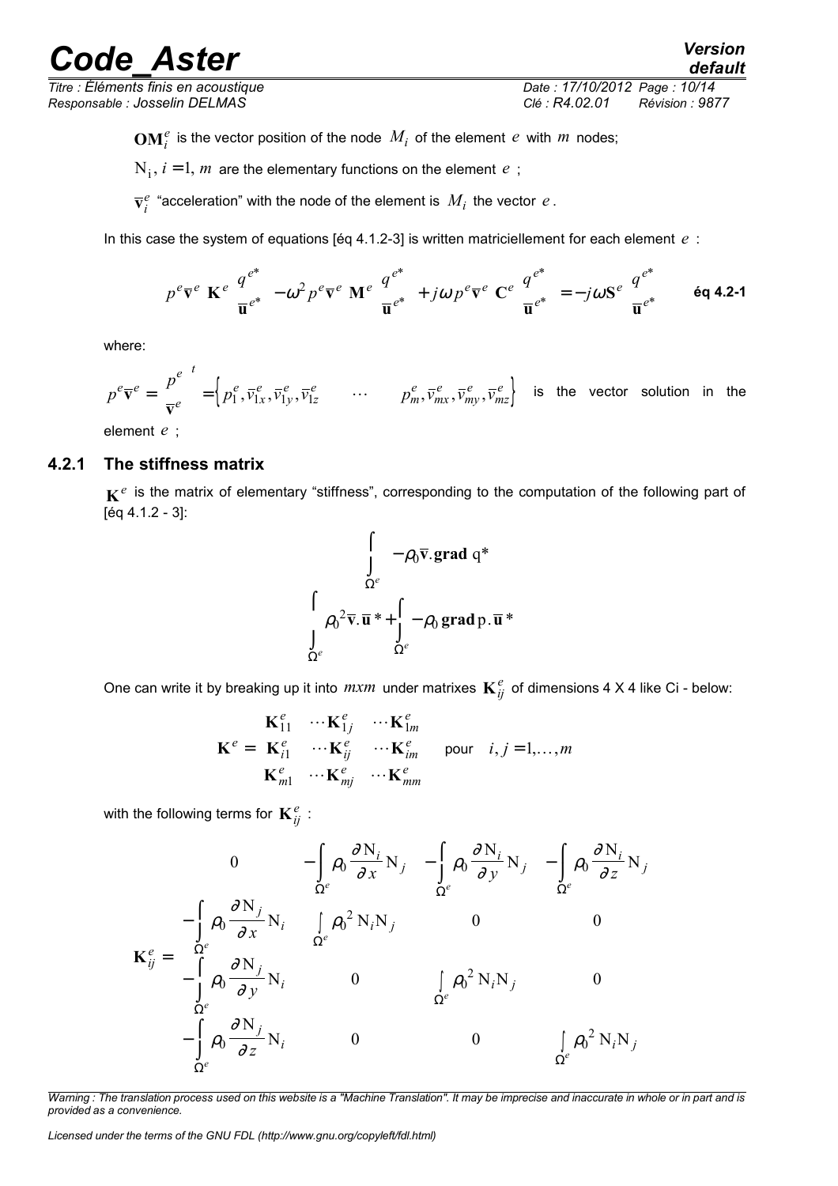$\mathbf{OM}_i^e$ is the vector position of the node $M_i$ of the element $e$ with $m$ nodes;

$\mathrm{N_i}$, $i=1, m$ are the elementary functions on the element $e$ ;

$\overline{\mathbf{v}}_i^e$ "acceleration" with the node of the element is $M_i$ the vector $e$.

In this case the system of equations [éq 4.1.2-3] is written matriciellement for each element $e$ :

$$p^e \overline{\mathbf{v}}^e \ \mathbf{K}^e \begin{pmatrix} q^{e*} \\ \overline{\mathbf{u}}^{e*} \end{pmatrix} - \omega^2 p^e \overline{\mathbf{v}}^e \ \mathbf{M}^e \begin{pmatrix} q^{e*} \\ \overline{\mathbf{u}}^{e*} \end{pmatrix} + j\omega p^e \overline{\mathbf{v}}^e \ \mathbf{C}^e \begin{pmatrix} q^{e*} \\ \overline{\mathbf{u}}^{e*} \end{pmatrix} = -j\omega \mathbf{S}^e \begin{pmatrix} q^{e*} \\ \overline{\mathbf{u}}^{e*} \end{pmatrix} \qquad \textbf{éq 4.2-1}$$

where:

$p^e \overline{\mathbf{v}}^e = \begin{pmatrix} p^e \\ \overline{\mathbf{v}}^e \end{pmatrix}^t = \left\{ p_1^e, \overline{v}_{1x}^e, \overline{v}_{1y}^e, \overline{v}_{1z}^e \quad \cdots \quad p_m^e, \overline{v}_{mx}^e, \overline{v}_{my}^e, \overline{v}_{mz}^e \right\}$ is the vector solution in the element $e$ ;

### 4.2.1 The stiffness matrix

$\mathbf{K}^e$ is the matrix of elementary "stiffness", corresponding to the computation of the following part of [éq 4.1.2 - 3]:

$$\begin{matrix} \displaystyle\int_{\Omega^e} -\rho_0 \overline{\mathbf{v}}.\mathbf{grad}\ \mathrm{q}^* \\ \displaystyle\int_{\Omega^e} \rho_0^2 \overline{\mathbf{v}}.\overline{\mathbf{u}}^* + \int_{\Omega^e} -\rho_0\ \mathbf{grad}\,\mathrm{p}.\overline{\mathbf{u}}^* \end{matrix}$$

One can write it by breaking up it into $m x m$ under matrixes $\mathbf{K}_{ij}^e$ of dimensions 4 X 4 like Ci - below:

$$\mathbf{K}^e = \begin{bmatrix} \mathbf{K}_{11}^e & \cdots \mathbf{K}_{1j}^e & \cdots \mathbf{K}_{1m}^e \\ \mathbf{K}_{i1}^e & \cdots \mathbf{K}_{ij}^e & \cdots \mathbf{K}_{im}^e \\ \mathbf{K}_{m1}^e & \cdots \mathbf{K}_{mj}^e & \cdots \mathbf{K}_{mm}^e \end{bmatrix} \quad \text{pour} \quad i,j=1,\ldots,m$$

with the following terms for $\mathbf{K}_{ij}^e$ :

$$\mathbf{K}_{ij}^e = \begin{bmatrix} 0 & -\displaystyle\int_{\Omega^e} \rho_0 \frac{\partial \mathrm{N}_i}{\partial x} \mathrm{N}_j & -\displaystyle\int_{\Omega^e} \rho_0 \frac{\partial \mathrm{N}_i}{\partial y} \mathrm{N}_j & -\displaystyle\int_{\Omega^e} \rho_0 \frac{\partial \mathrm{N}_i}{\partial z} \mathrm{N}_j \\ -\displaystyle\int_{\Omega^e} \rho_0 \frac{\partial \mathrm{N}_j}{\partial x} \mathrm{N}_i & \displaystyle\int_{\Omega^e} \rho_0^2\, \mathrm{N}_i \mathrm{N}_j & 0 & 0 \\ -\displaystyle\int_{\Omega^e} \rho_0 \frac{\partial \mathrm{N}_j}{\partial y} \mathrm{N}_i & 0 & \displaystyle\int_{\Omega^e} \rho_0^2\, \mathrm{N}_i \mathrm{N}_j & 0 \\ -\displaystyle\int_{\Omega^e} \rho_0 \frac{\partial \mathrm{N}_j}{\partial z} \mathrm{N}_i & 0 & 0 & \displaystyle\int_{\Omega^e} \rho_0^2\, \mathrm{N}_i \mathrm{N}_j \end{bmatrix}$$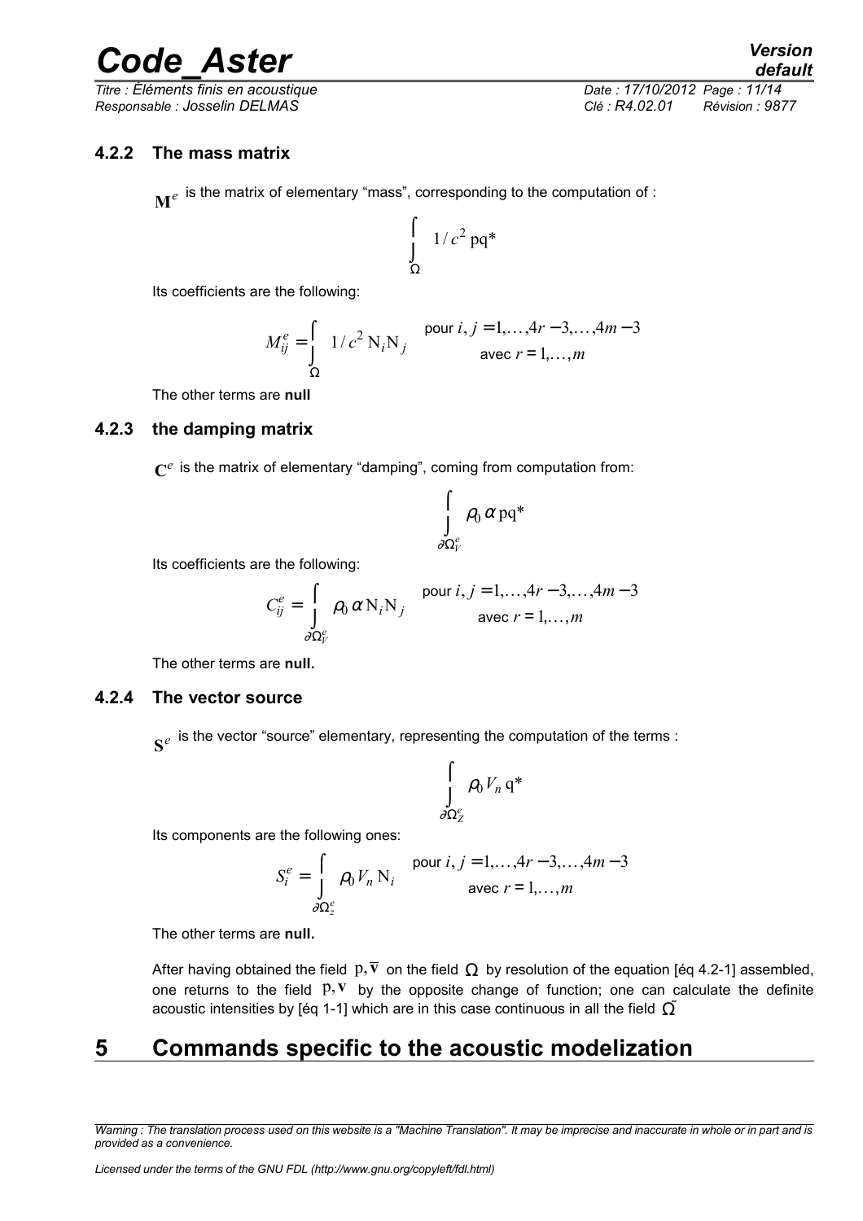### 4.2.2 The mass matrix

$\mathbf{M}^e$ is the matrix of elementary “mass”, corresponding to the computation of :

$$\int_{\Omega} 1/c^2 \, \mathrm{pq}^*$$

Its coefficients are the following:

$$M_{ij}^e = \int_{\Omega} 1/c^2 \, \mathrm{N}_i \mathrm{N}_j \quad \text{pour } i, j = 1, \ldots, 4r-3, \ldots, 4m-3 \quad \text{avec } r = 1, \ldots, m$$

The other terms are **null**

### 4.2.3 the damping matrix

$\mathbf{C}^e$ is the matrix of elementary “damping”, coming from computation from:

$$\int_{\partial\Omega_V^e} \rho_0 \, \alpha \, \mathrm{pq}^*$$

Its coefficients are the following:

$$C_{ij}^e = \int_{\partial\Omega_V^e} \rho_0 \, \alpha \, \mathrm{N}_i \mathrm{N}_j \quad \text{pour } i, j = 1, \ldots, 4r-3, \ldots, 4m-3 \quad \text{avec } r = 1, \ldots, m$$

The other terms are **null.**

### 4.2.4 The vector source

$\mathbf{S}^e$ is the vector “source” elementary, representing the computation of the terms :

$$\int_{\partial\Omega_Z^e} \rho_0 V_n \, \mathrm{q}^*$$

Its components are the following ones:

$$S_i^e = \int_{\partial\Omega_z^e} \rho_0 V_n \, \mathrm{N}_i \quad \text{pour } i, j = 1, \ldots, 4r-3, \ldots, 4m-3 \quad \text{avec } r = 1, \ldots, m$$

The other terms are **null.**

After having obtained the field $\mathrm{p}, \overline{\mathbf{v}}$ on the field $\Omega$ by resolution of the equation [éq 4.2-1] assembled, one returns to the field $\mathrm{p}, \mathbf{v}$ by the opposite change of function; one can calculate the definite acoustic intensities by [éq 1-1] which are in this case continuous in all the field $\tilde{\Omega}$

# 5 Commands specific to the acoustic modelization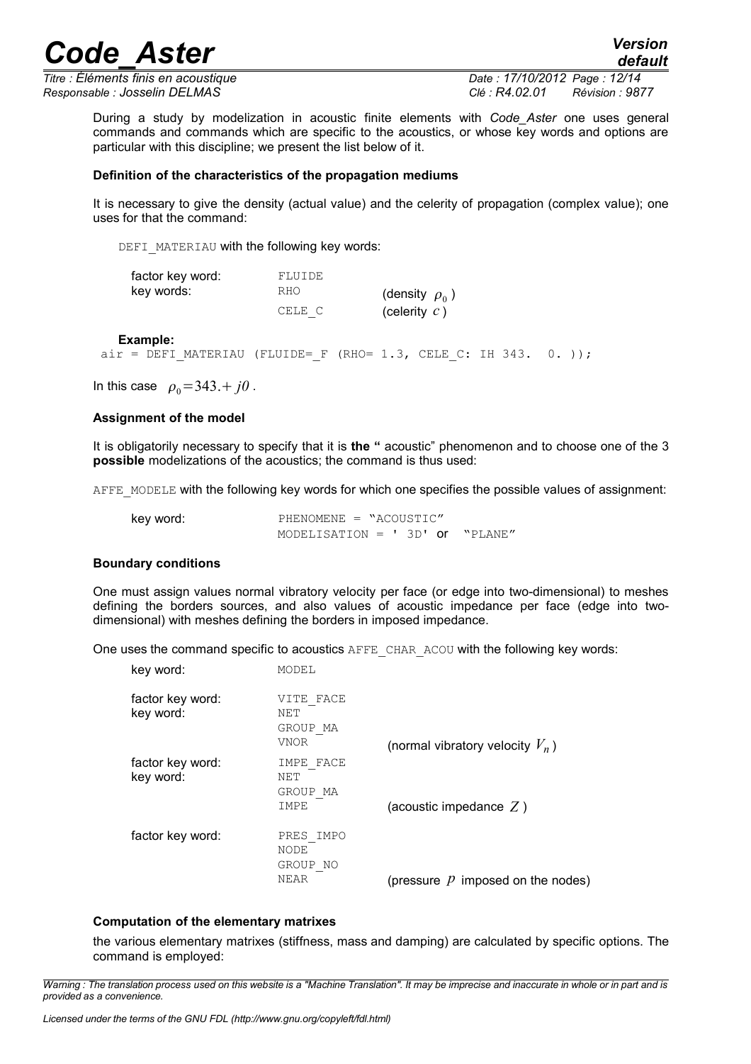During a study by modelization in acoustic finite elements with *Code_Aster* one uses general commands and commands which are specific to the acoustics, or whose key words and options are particular with this discipline; we present the list below of it.

**Definition of the characteristics of the propagation mediums**

It is necessary to give the density (actual value) and the celerity of propagation (complex value); one uses for that the command:

DEFI_MATERIAU with the following key words:

| | | |
|---|---|---|
| factor key word: | FLUIDE | |
| key words: | RHO | (density $\rho_0$) |
| | CELE_C | (celerity $c$) |

**Example:**

```
air = DEFI_MATERIAU (FLUIDE=_F (RHO= 1.3, CELE_C: IH 343.  0. ));
```

In this case $\rho_0 = 343. + j0$.

**Assignment of the model**

It is obligatorily necessary to specify that it is **the "** acoustic" phenomenon and to choose one of the 3 **possible** modelizations of the acoustics; the command is thus used:

AFFE_MODELE with the following key words for which one specifies the possible values of assignment:

| | |
|---|---|
| key word: | PHENOMENE = "ACOUSTIC" |
| | MODELISATION = ' 3D' or "PLANE" |

**Boundary conditions**

One must assign values normal vibratory velocity per face (or edge into two-dimensional) to meshes defining the borders sources, and also values of acoustic impedance per face (edge into two-dimensional) with meshes defining the borders in imposed impedance.

One uses the command specific to acoustics AFFE_CHAR_ACOU with the following key words:

| | | |
|---|---|---|
| key word: | MODEL | |
| factor key word: | VITE_FACE | |
| key word: | NET | |
| | GROUP_MA | |
| | VNOR | (normal vibratory velocity $V_n$) |
| factor key word: | IMPE_FACE | |
| key word: | NET | |
| | GROUP_MA | |
| | IMPE | (acoustic impedance $Z$) |
| factor key word: | PRES_IMPO | |
| | NODE | |
| | GROUP_NO | |
| | NEAR | (pressure $p$ imposed on the nodes) |

**Computation of the elementary matrixes**

the various elementary matrixes (stiffness, mass and damping) are calculated by specific options. The command is employed: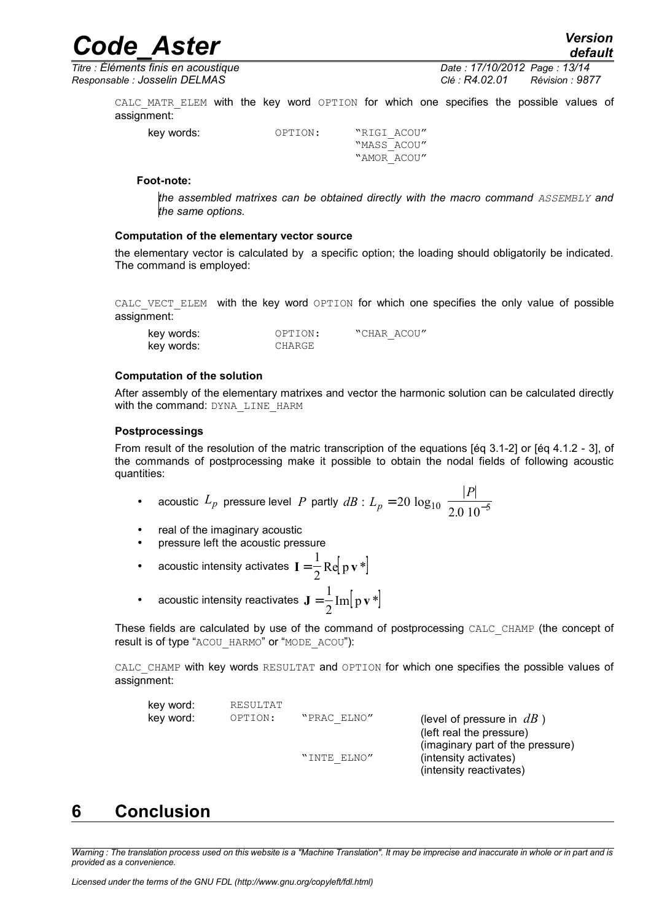CALC_MATR_ELEM with the key word OPTION for which one specifies the possible values of assignment:

| key words: | OPTION: | "RIGI_ACOU" |
|---|---|---|
| | | "MASS_ACOU" |
| | | "AMOR_ACOU" |

**Foot-note:**

*the assembled matrixes can be obtained directly with the macro command ASSEMBLY and the same options.*

**Computation of the elementary vector source**

the elementary vector is calculated by a specific option; the loading should obligatorily be indicated. The command is employed:

CALC_VECT_ELEM with the key word OPTION for which one specifies the only value of possible assignment:

| key words: | OPTION: | "CHAR_ACOU" |
|---|---|---|
| key words: | CHARGE | |

**Computation of the solution**

After assembly of the elementary matrixes and vector the harmonic solution can be calculated directly with the command: DYNA_LINE_HARM

**Postprocessings**

From result of the resolution of the matric transcription of the equations [éq 3.1-2] or [éq 4.1.2 - 3], of the commands of postprocessing make it possible to obtain the nodal fields of following acoustic quantities:

- acoustic $L_p$ pressure level $P$ partly $dB$ : $L_p = 20 \log_{10} \dfrac{|P|}{2.0\ 10^{-5}}$
- real of the imaginary acoustic
- pressure left the acoustic pressure
- acoustic intensity activates $\mathbf{I} = \frac{1}{2} \mathrm{Re}[\mathrm{p}\, \mathbf{v}^*]$
- acoustic intensity reactivates $\mathbf{J} = \frac{1}{2} \mathrm{Im}[\mathrm{p}\, \mathbf{v}^*]$

These fields are calculated by use of the command of postprocessing CALC_CHAMP (the concept of result is of type "ACOU_HARMO" or "MODE_ACOU"):

CALC_CHAMP with key words RESULTAT and OPTION for which one specifies the possible values of assignment:

| key word: | RESULTAT | | |
|---|---|---|---|
| key word: | OPTION: | "PRAC_ELNO" | (level of pressure in $dB$ ) |
| | | | (left real the pressure) |
| | | | (imaginary part of the pressure) |
| | | "INTE_ELNO" | (intensity activates) |
| | | | (intensity reactivates) |

# 6 Conclusion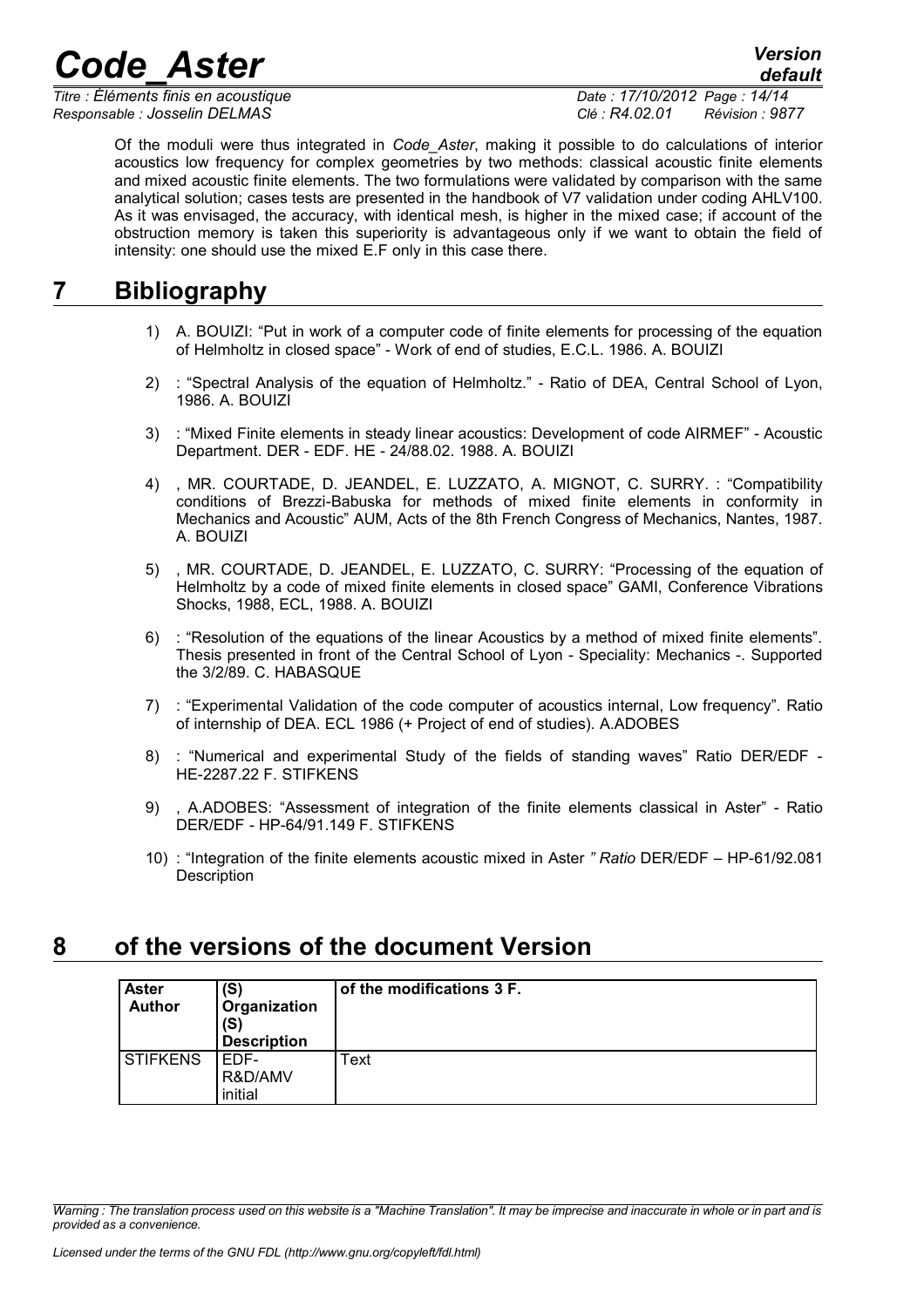Of the moduli were thus integrated in *Code_Aster*, making it possible to do calculations of interior acoustics low frequency for complex geometries by two methods: classical acoustic finite elements and mixed acoustic finite elements. The two formulations were validated by comparison with the same analytical solution; cases tests are presented in the handbook of V7 validation under coding AHLV100. As it was envisaged, the accuracy, with identical mesh, is higher in the mixed case; if account of the obstruction memory is taken this superiority is advantageous only if we want to obtain the field of intensity: one should use the mixed E.F only in this case there.

# 7 Bibliography

1) A. BOUIZI: “Put in work of a computer code of finite elements for processing of the equation of Helmholtz in closed space” - Work of end of studies, E.C.L. 1986. A. BOUIZI

2) : “Spectral Analysis of the equation of Helmholtz.” - Ratio of DEA, Central School of Lyon, 1986. A. BOUIZI

3) : “Mixed Finite elements in steady linear acoustics: Development of code AIRMEF” - Acoustic Department. DER - EDF. HE - 24/88.02. 1988. A. BOUIZI

4) , MR. COURTADE, D. JEANDEL, E. LUZZATO, A. MIGNOT, C. SURRY. : “Compatibility conditions of Brezzi-Babuska for methods of mixed finite elements in conformity in Mechanics and Acoustic” AUM, Acts of the 8th French Congress of Mechanics, Nantes, 1987. A. BOUIZI

5) , MR. COURTADE, D. JEANDEL, E. LUZZATO, C. SURRY: “Processing of the equation of Helmholtz by a code of mixed finite elements in closed space” GAMI, Conference Vibrations Shocks, 1988, ECL, 1988. A. BOUIZI

6) : “Resolution of the equations of the linear Acoustics by a method of mixed finite elements”. Thesis presented in front of the Central School of Lyon - Speciality: Mechanics -. Supported the 3/2/89. C. HABASQUE

7) : “Experimental Validation of the code computer of acoustics internal, Low frequency”. Ratio of internship of DEA. ECL 1986 (+ Project of end of studies). A.ADOBES

8) : “Numerical and experimental Study of the fields of standing waves” Ratio DER/EDF - HE-2287.22 F. STIFKENS

9) , A.ADOBES: “Assessment of integration of the finite elements classical in Aster” - Ratio DER/EDF - HP-64/91.149 F. STIFKENS

10) : “Integration of the finite elements acoustic mixed in Aster *” Ratio* DER/EDF – HP-61/92.081 Description

# 8 of the versions of the document Version

| Aster Author | (S) Organization (S) Description | of the modifications 3 F. |
|---|---|---|
| STIFKENS | EDF-R&D/AMV initial | Text |